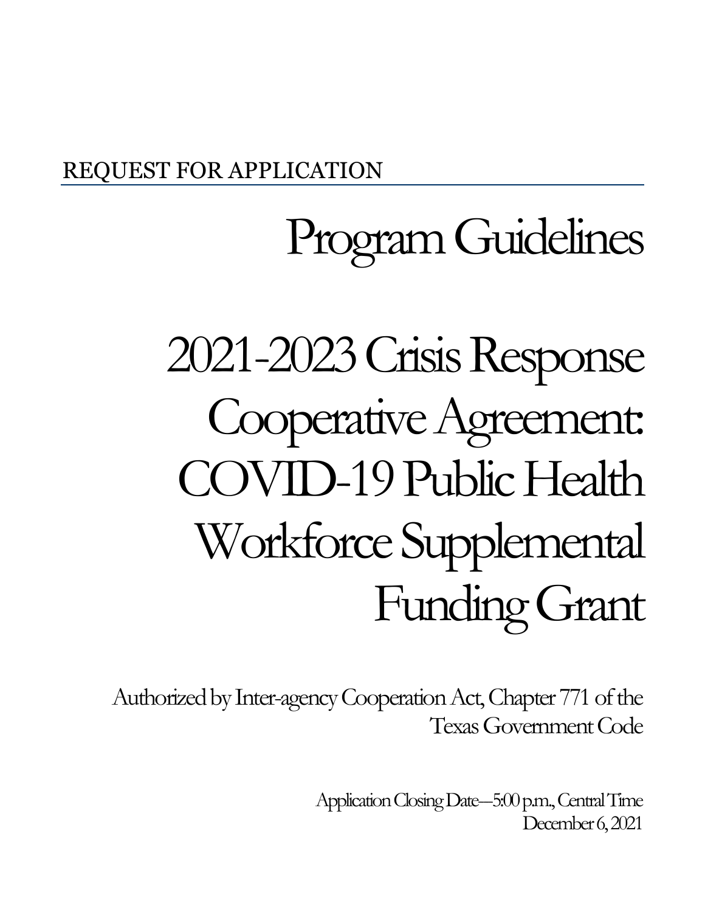REQUEST FOR APPLICATION

# Program Guidelines

# 2021-2023 Crisis Response Cooperative Agreement: COVID-19 Public Health Workforce Supplemental Funding Grant

Authorized by Inter-agency Cooperation Act, Chapter 771 of the Texas Government Code

Application Closing Date—5:00 p.m., Central Time
December 6, 2021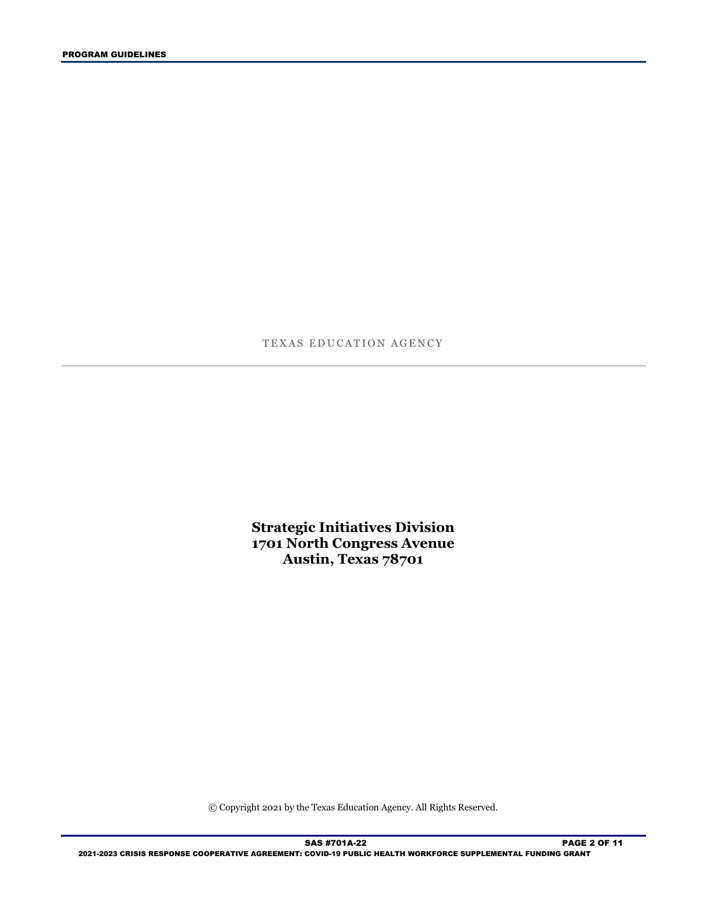TEXAS EDUCATION AGENCY

---

**Strategic Initiatives Division**
**1701 North Congress Avenue**
**Austin, Texas 78701**

© Copyright 2021 by the Texas Education Agency. All Rights Reserved.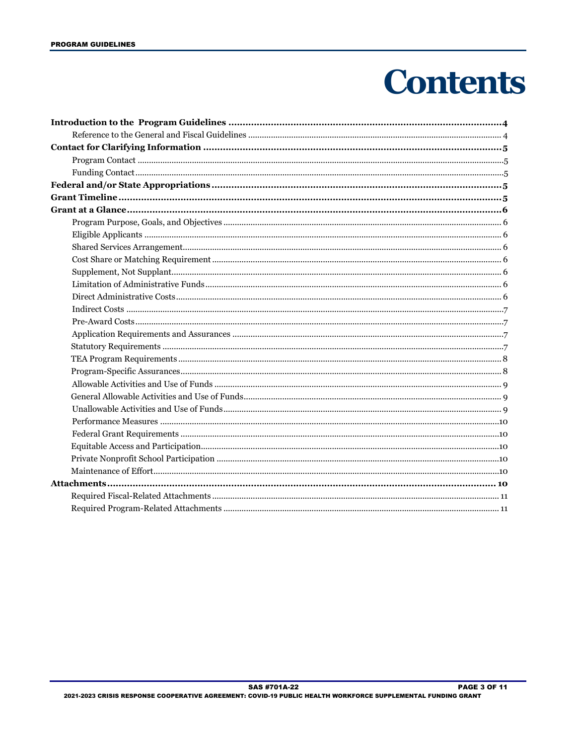# Contents

**Introduction to the Program Guidelines** .......... **4**

- Reference to the General and Fiscal Guidelines .......... 4

**Contact for Clarifying Information** .......... **5**

- Program Contact .......... 5
- Funding Contact .......... 5

**Federal and/or State Appropriations** .......... **5**

**Grant Timeline** .......... **5**

**Grant at a Glance** .......... **6**

- Program Purpose, Goals, and Objectives .......... 6
- Eligible Applicants .......... 6
- Shared Services Arrangement .......... 6
- Cost Share or Matching Requirement .......... 6
- Supplement, Not Supplant .......... 6
- Limitation of Administrative Funds .......... 6
- Direct Administrative Costs .......... 6
- Indirect Costs .......... 7
- Pre-Award Costs .......... 7
- Application Requirements and Assurances .......... 7
- Statutory Requirements .......... 7
- TEA Program Requirements .......... 8
- Program-Specific Assurances .......... 8
- Allowable Activities and Use of Funds .......... 9
- General Allowable Activities and Use of Funds .......... 9
- Unallowable Activities and Use of Funds .......... 9
- Performance Measures .......... 10
- Federal Grant Requirements .......... 10
- Equitable Access and Participation .......... 10
- Private Nonprofit School Participation .......... 10
- Maintenance of Effort .......... 10

**Attachments** .......... **10**

- Required Fiscal-Related Attachments .......... 11
- Required Program-Related Attachments .......... 11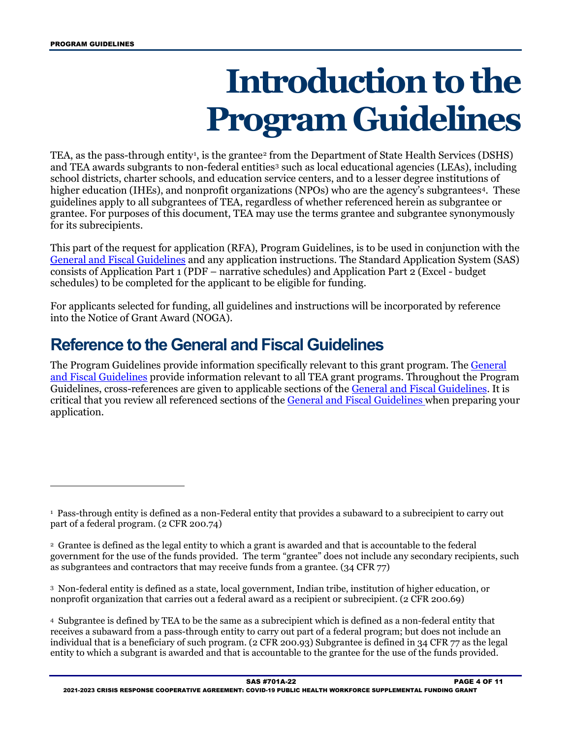# Introduction to the Program Guidelines

TEA, as the pass-through entity[1], is the grantee[2] from the Department of State Health Services (DSHS) and TEA awards subgrants to non-federal entities[3] such as local educational agencies (LEAs), including school districts, charter schools, and education service centers, and to a lesser degree institutions of higher education (IHEs), and nonprofit organizations (NPOs) who are the agency's subgrantees[4]. These guidelines apply to all subgrantees of TEA, regardless of whether referenced herein as subgrantee or grantee. For purposes of this document, TEA may use the terms grantee and subgrantee synonymously for its subrecipients.

This part of the request for application (RFA), Program Guidelines, is to be used in conjunction with the General and Fiscal Guidelines and any application instructions. The Standard Application System (SAS) consists of Application Part 1 (PDF – narrative schedules) and Application Part 2 (Excel - budget schedules) to be completed for the applicant to be eligible for funding.

For applicants selected for funding, all guidelines and instructions will be incorporated by reference into the Notice of Grant Award (NOGA).

## Reference to the General and Fiscal Guidelines

The Program Guidelines provide information specifically relevant to this grant program. The General and Fiscal Guidelines provide information relevant to all TEA grant programs. Throughout the Program Guidelines, cross-references are given to applicable sections of the General and Fiscal Guidelines. It is critical that you review all referenced sections of the General and Fiscal Guidelines when preparing your application.

---

[1] Pass-through entity is defined as a non-Federal entity that provides a subaward to a subrecipient to carry out part of a federal program. (2 CFR 200.74)

[2] Grantee is defined as the legal entity to which a grant is awarded and that is accountable to the federal government for the use of the funds provided. The term "grantee" does not include any secondary recipients, such as subgrantees and contractors that may receive funds from a grantee. (34 CFR 77)

[3] Non-federal entity is defined as a state, local government, Indian tribe, institution of higher education, or nonprofit organization that carries out a federal award as a recipient or subrecipient. (2 CFR 200.69)

[4] Subgrantee is defined by TEA to be the same as a subrecipient which is defined as a non-federal entity that receives a subaward from a pass-through entity to carry out part of a federal program; but does not include an individual that is a beneficiary of such program. (2 CFR 200.93) Subgrantee is defined in 34 CFR 77 as the legal entity to which a subgrant is awarded and that is accountable to the grantee for the use of the funds provided.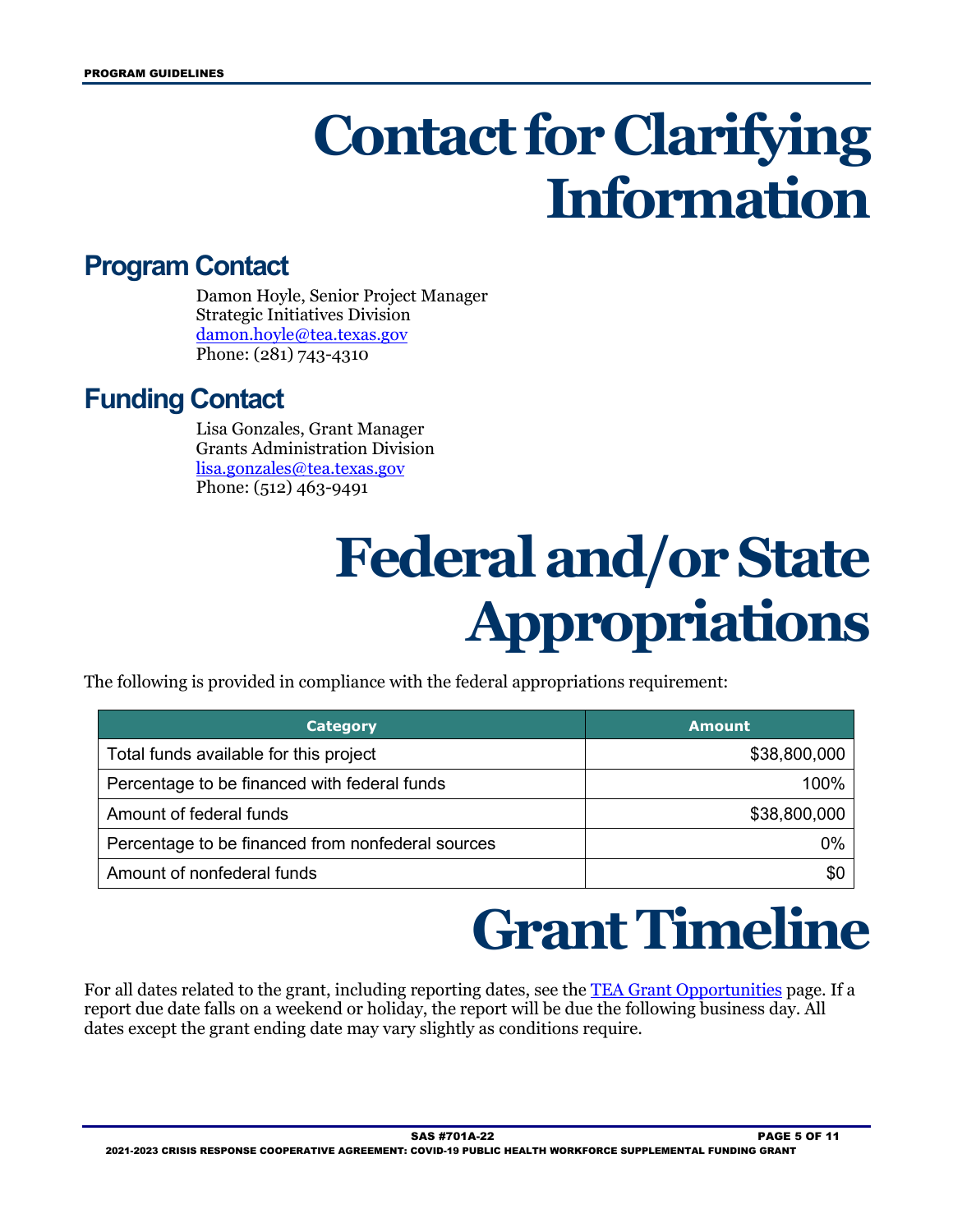# Contact for Clarifying Information

## Program Contact

Damon Hoyle, Senior Project Manager
Strategic Initiatives Division
[damon.hoyle@tea.texas.gov](mailto:damon.hoyle@tea.texas.gov)
Phone: (281) 743-4310

## Funding Contact

Lisa Gonzales, Grant Manager
Grants Administration Division
[lisa.gonzales@tea.texas.gov](mailto:lisa.gonzales@tea.texas.gov)
Phone: (512) 463-9491

# Federal and/or State Appropriations

The following is provided in compliance with the federal appropriations requirement:

| Category | Amount |
| --- | ---: |
| Total funds available for this project | $38,800,000 |
| Percentage to be financed with federal funds | 100% |
| Amount of federal funds | $38,800,000 |
| Percentage to be financed from nonfederal sources | 0% |
| Amount of nonfederal funds | $0 |

# Grant Timeline

For all dates related to the grant, including reporting dates, see the TEA Grant Opportunities page. If a report due date falls on a weekend or holiday, the report will be due the following business day. All dates except the grant ending date may vary slightly as conditions require.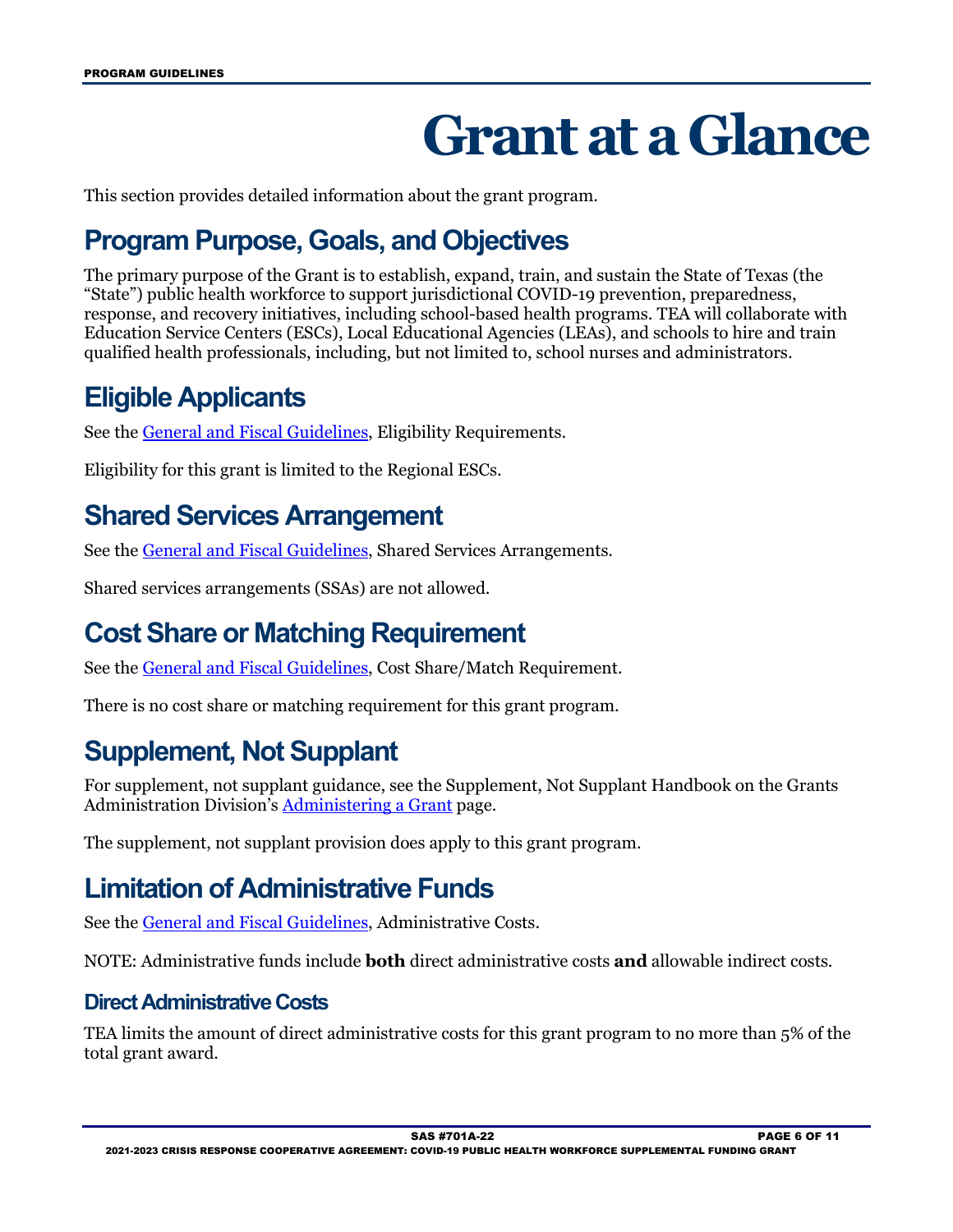# Grant at a Glance

This section provides detailed information about the grant program.

## Program Purpose, Goals, and Objectives

The primary purpose of the Grant is to establish, expand, train, and sustain the State of Texas (the "State") public health workforce to support jurisdictional COVID-19 prevention, preparedness, response, and recovery initiatives, including school-based health programs. TEA will collaborate with Education Service Centers (ESCs), Local Educational Agencies (LEAs), and schools to hire and train qualified health professionals, including, but not limited to, school nurses and administrators.

## Eligible Applicants

See the [General and Fiscal Guidelines](), Eligibility Requirements.

Eligibility for this grant is limited to the Regional ESCs.

## Shared Services Arrangement

See the [General and Fiscal Guidelines](), Shared Services Arrangements.

Shared services arrangements (SSAs) are not allowed.

## Cost Share or Matching Requirement

See the [General and Fiscal Guidelines](), Cost Share/Match Requirement.

There is no cost share or matching requirement for this grant program.

## Supplement, Not Supplant

For supplement, not supplant guidance, see the Supplement, Not Supplant Handbook on the Grants Administration Division's [Administering a Grant]() page.

The supplement, not supplant provision does apply to this grant program.

## Limitation of Administrative Funds

See the [General and Fiscal Guidelines](), Administrative Costs.

NOTE: Administrative funds include **both** direct administrative costs **and** allowable indirect costs.

### Direct Administrative Costs

TEA limits the amount of direct administrative costs for this grant program to no more than 5% of the total grant award.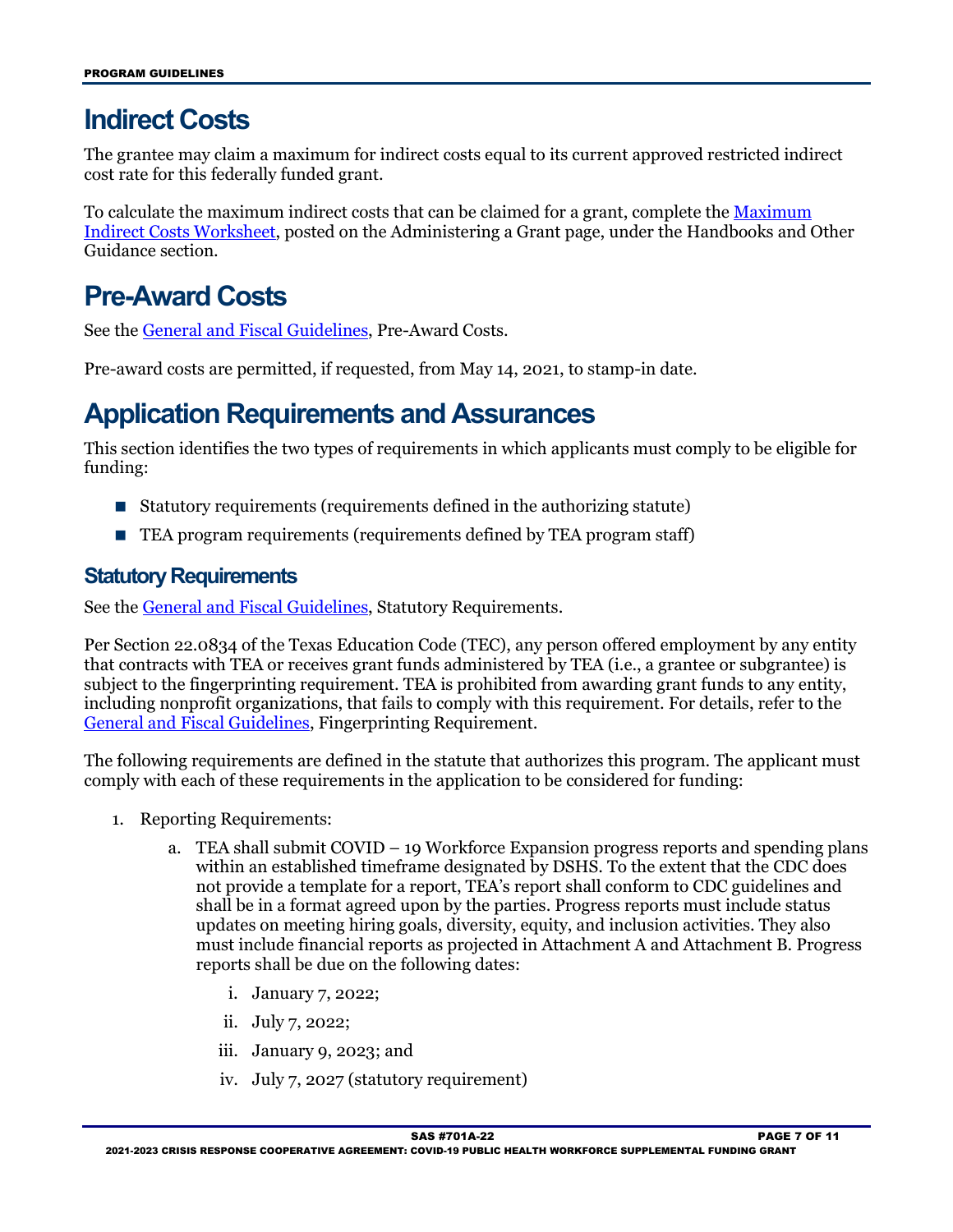# Indirect Costs

The grantee may claim a maximum for indirect costs equal to its current approved restricted indirect cost rate for this federally funded grant.

To calculate the maximum indirect costs that can be claimed for a grant, complete the Maximum Indirect Costs Worksheet, posted on the Administering a Grant page, under the Handbooks and Other Guidance section.

# Pre-Award Costs

See the General and Fiscal Guidelines, Pre-Award Costs.

Pre-award costs are permitted, if requested, from May 14, 2021, to stamp-in date.

# Application Requirements and Assurances

This section identifies the two types of requirements in which applicants must comply to be eligible for funding:

- Statutory requirements (requirements defined in the authorizing statute)
- TEA program requirements (requirements defined by TEA program staff)

## Statutory Requirements

See the General and Fiscal Guidelines, Statutory Requirements.

Per Section 22.0834 of the Texas Education Code (TEC), any person offered employment by any entity that contracts with TEA or receives grant funds administered by TEA (i.e., a grantee or subgrantee) is subject to the fingerprinting requirement. TEA is prohibited from awarding grant funds to any entity, including nonprofit organizations, that fails to comply with this requirement. For details, refer to the General and Fiscal Guidelines, Fingerprinting Requirement.

The following requirements are defined in the statute that authorizes this program. The applicant must comply with each of these requirements in the application to be considered for funding:

1. Reporting Requirements:
   a. TEA shall submit COVID – 19 Workforce Expansion progress reports and spending plans within an established timeframe designated by DSHS. To the extent that the CDC does not provide a template for a report, TEA's report shall conform to CDC guidelines and shall be in a format agreed upon by the parties. Progress reports must include status updates on meeting hiring goals, diversity, equity, and inclusion activities. They also must include financial reports as projected in Attachment A and Attachment B. Progress reports shall be due on the following dates:
      i. January 7, 2022;
      ii. July 7, 2022;
      iii. January 9, 2023; and
      iv. July 7, 2027 (statutory requirement)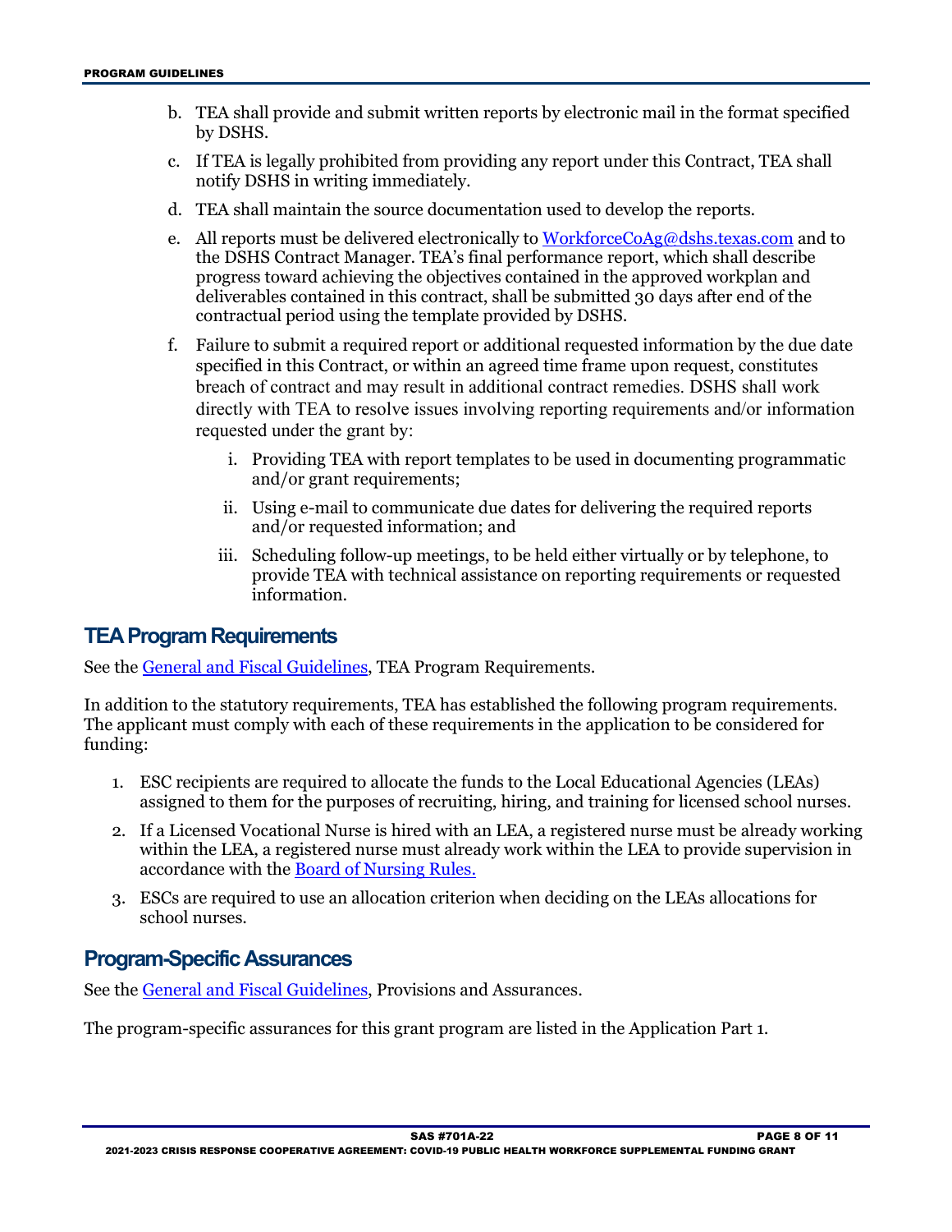b. TEA shall provide and submit written reports by electronic mail in the format specified by DSHS.

c. If TEA is legally prohibited from providing any report under this Contract, TEA shall notify DSHS in writing immediately.

d. TEA shall maintain the source documentation used to develop the reports.

e. All reports must be delivered electronically to [WorkforceCoAg@dshs.texas.com](mailto:WorkforceCoAg@dshs.texas.com) and to the DSHS Contract Manager. TEA's final performance report, which shall describe progress toward achieving the objectives contained in the approved workplan and deliverables contained in this contract, shall be submitted 30 days after end of the contractual period using the template provided by DSHS.

f. Failure to submit a required report or additional requested information by the due date specified in this Contract, or within an agreed time frame upon request, constitutes breach of contract and may result in additional contract remedies. DSHS shall work directly with TEA to resolve issues involving reporting requirements and/or information requested under the grant by:

   i. Providing TEA with report templates to be used in documenting programmatic and/or grant requirements;

   ii. Using e-mail to communicate due dates for delivering the required reports and/or requested information; and

   iii. Scheduling follow-up meetings, to be held either virtually or by telephone, to provide TEA with technical assistance on reporting requirements or requested information.

## TEA Program Requirements

See the General and Fiscal Guidelines, TEA Program Requirements.

In addition to the statutory requirements, TEA has established the following program requirements. The applicant must comply with each of these requirements in the application to be considered for funding:

1. ESC recipients are required to allocate the funds to the Local Educational Agencies (LEAs) assigned to them for the purposes of recruiting, hiring, and training for licensed school nurses.
2. If a Licensed Vocational Nurse is hired with an LEA, a registered nurse must be already working within the LEA, a registered nurse must already work within the LEA to provide supervision in accordance with the Board of Nursing Rules.
3. ESCs are required to use an allocation criterion when deciding on the LEAs allocations for school nurses.

## Program-Specific Assurances

See the General and Fiscal Guidelines, Provisions and Assurances.

The program-specific assurances for this grant program are listed in the Application Part 1.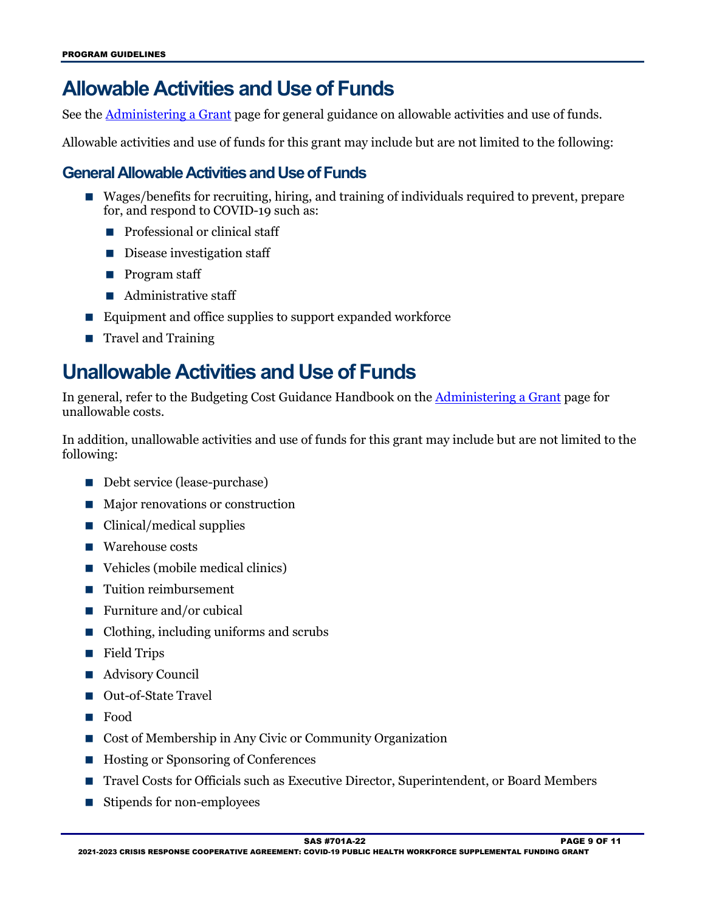# Allowable Activities and Use of Funds

See the [Administering a Grant](#) page for general guidance on allowable activities and use of funds.

Allowable activities and use of funds for this grant may include but are not limited to the following:

## General Allowable Activities and Use of Funds

- Wages/benefits for recruiting, hiring, and training of individuals required to prevent, prepare for, and respond to COVID-19 such as:
  - Professional or clinical staff
  - Disease investigation staff
  - Program staff
  - Administrative staff
- Equipment and office supplies to support expanded workforce
- Travel and Training

# Unallowable Activities and Use of Funds

In general, refer to the Budgeting Cost Guidance Handbook on the [Administering a Grant](#) page for unallowable costs.

In addition, unallowable activities and use of funds for this grant may include but are not limited to the following:

- Debt service (lease-purchase)
- Major renovations or construction
- Clinical/medical supplies
- Warehouse costs
- Vehicles (mobile medical clinics)
- Tuition reimbursement
- Furniture and/or cubical
- Clothing, including uniforms and scrubs
- Field Trips
- Advisory Council
- Out-of-State Travel
- Food
- Cost of Membership in Any Civic or Community Organization
- Hosting or Sponsoring of Conferences
- Travel Costs for Officials such as Executive Director, Superintendent, or Board Members
- Stipends for non-employees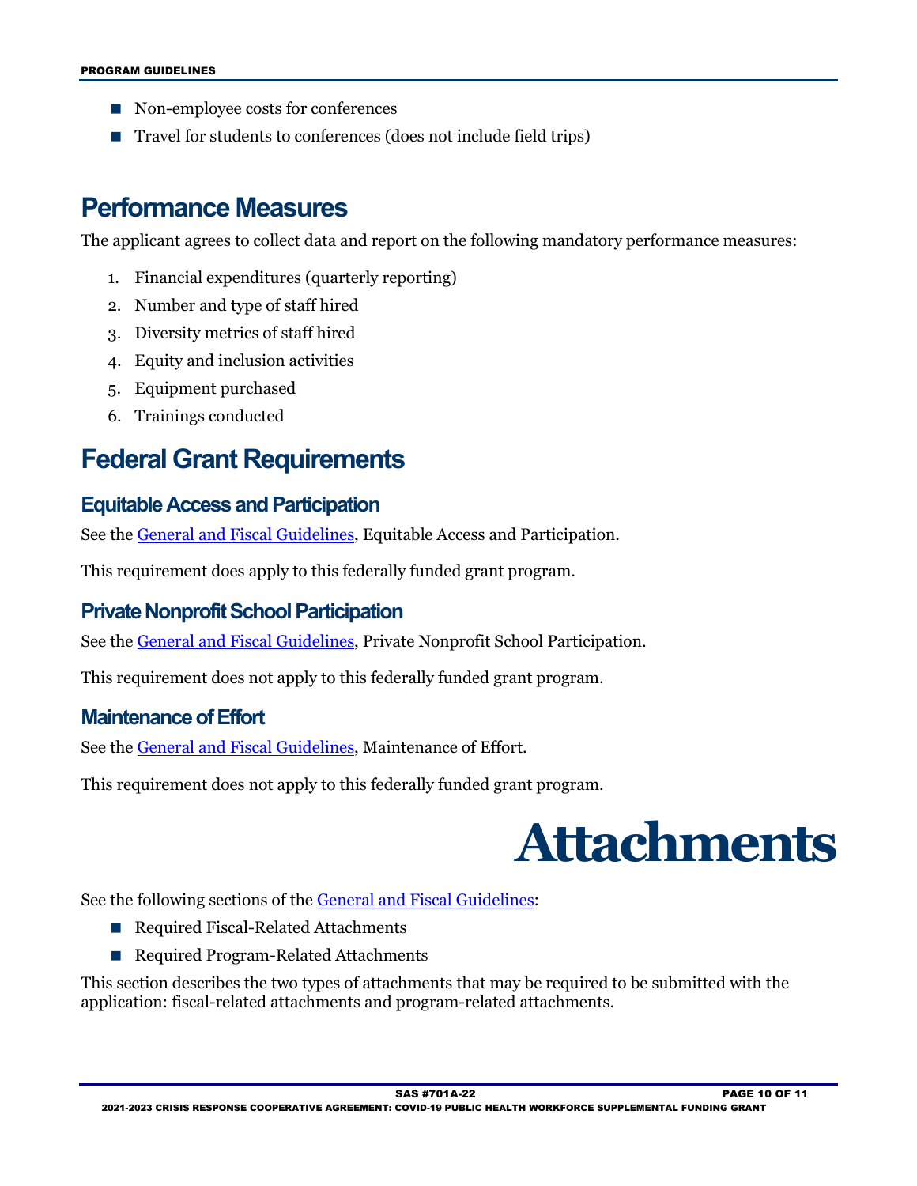- Non-employee costs for conferences
- Travel for students to conferences (does not include field trips)

## Performance Measures

The applicant agrees to collect data and report on the following mandatory performance measures:

1. Financial expenditures (quarterly reporting)
2. Number and type of staff hired
3. Diversity metrics of staff hired
4. Equity and inclusion activities
5. Equipment purchased
6. Trainings conducted

## Federal Grant Requirements

### Equitable Access and Participation

See the General and Fiscal Guidelines, Equitable Access and Participation.

This requirement does apply to this federally funded grant program.

### Private Nonprofit School Participation

See the General and Fiscal Guidelines, Private Nonprofit School Participation.

This requirement does not apply to this federally funded grant program.

### Maintenance of Effort

See the General and Fiscal Guidelines, Maintenance of Effort.

This requirement does not apply to this federally funded grant program.

# Attachments

See the following sections of the General and Fiscal Guidelines:

- Required Fiscal-Related Attachments
- Required Program-Related Attachments

This section describes the two types of attachments that may be required to be submitted with the application: fiscal-related attachments and program-related attachments.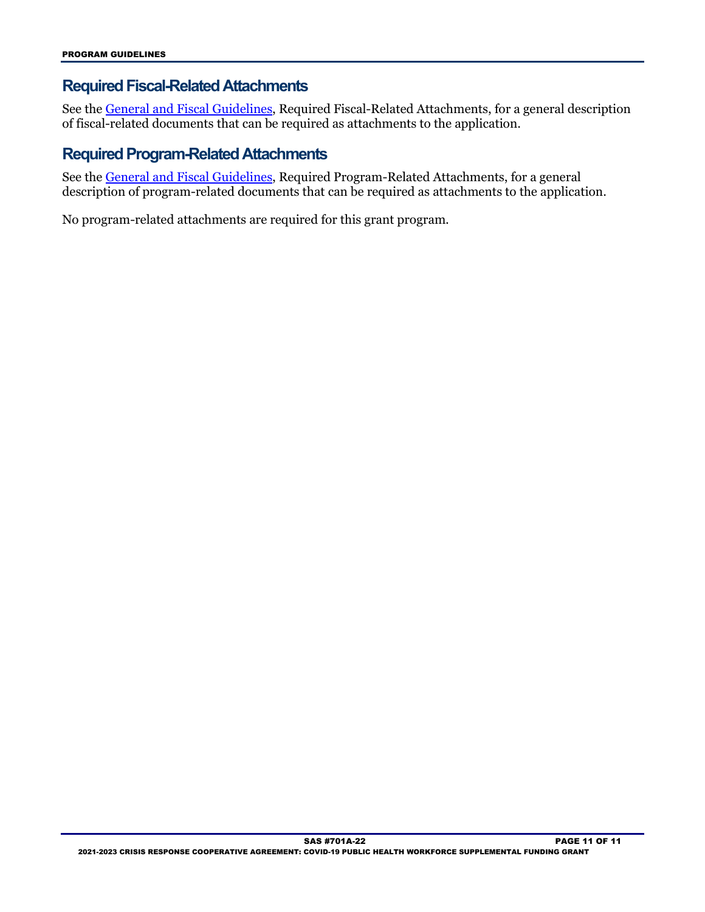## Required Fiscal-Related Attachments

See the General and Fiscal Guidelines, Required Fiscal-Related Attachments, for a general description of fiscal-related documents that can be required as attachments to the application.

## Required Program-Related Attachments

See the General and Fiscal Guidelines, Required Program-Related Attachments, for a general description of program-related documents that can be required as attachments to the application.

No program-related attachments are required for this grant program.